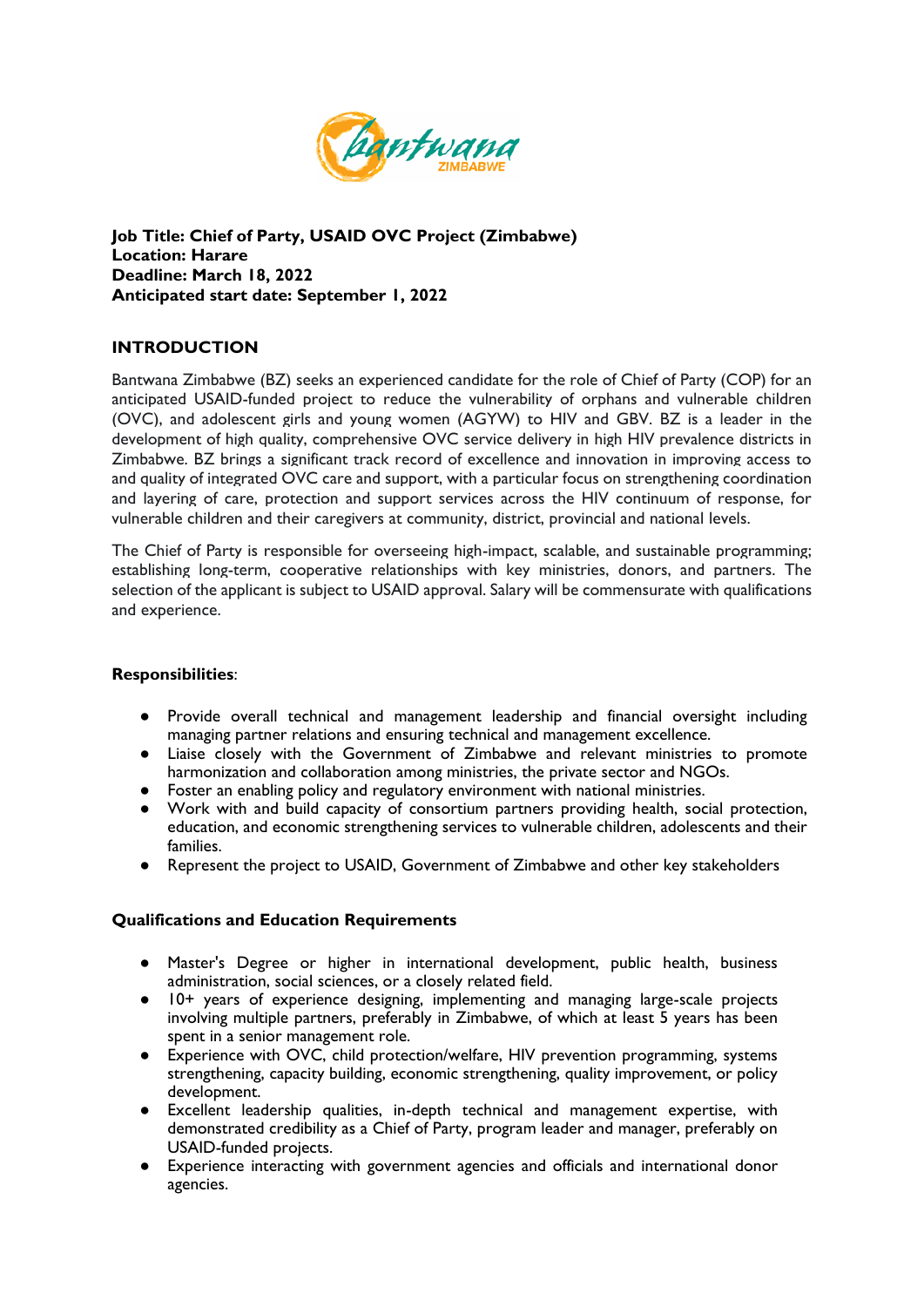**Job Title: Chief of Party, USAID OVC Project (Zimbabwe)**
**Location: Harare**
**Deadline: March 18, 2022**
**Anticipated start date: September 1, 2022**

## INTRODUCTION

Bantwana Zimbabwe (BZ) seeks an experienced candidate for the role of Chief of Party (COP) for an anticipated USAID-funded project to reduce the vulnerability of orphans and vulnerable children (OVC), and adolescent girls and young women (AGYW) to HIV and GBV. BZ is a leader in the development of high quality, comprehensive OVC service delivery in high HIV prevalence districts in Zimbabwe. BZ brings a significant track record of excellence and innovation in improving access to and quality of integrated OVC care and support, with a particular focus on strengthening coordination and layering of care, protection and support services across the HIV continuum of response, for vulnerable children and their caregivers at community, district, provincial and national levels.

The Chief of Party is responsible for overseeing high-impact, scalable, and sustainable programming; establishing long-term, cooperative relationships with key ministries, donors, and partners. The selection of the applicant is subject to USAID approval. Salary will be commensurate with qualifications and experience.

**Responsibilities**:

- Provide overall technical and management leadership and financial oversight including managing partner relations and ensuring technical and management excellence.
- Liaise closely with the Government of Zimbabwe and relevant ministries to promote harmonization and collaboration among ministries, the private sector and NGOs.
- Foster an enabling policy and regulatory environment with national ministries.
- Work with and build capacity of consortium partners providing health, social protection, education, and economic strengthening services to vulnerable children, adolescents and their families.
- Represent the project to USAID, Government of Zimbabwe and other key stakeholders

**Qualifications and Education Requirements**

- Master's Degree or higher in international development, public health, business administration, social sciences, or a closely related field.
- 10+ years of experience designing, implementing and managing large-scale projects involving multiple partners, preferably in Zimbabwe, of which at least 5 years has been spent in a senior management role.
- Experience with OVC, child protection/welfare, HIV prevention programming, systems strengthening, capacity building, economic strengthening, quality improvement, or policy development.
- Excellent leadership qualities, in-depth technical and management expertise, with demonstrated credibility as a Chief of Party, program leader and manager, preferably on USAID-funded projects.
- Experience interacting with government agencies and officials and international donor agencies.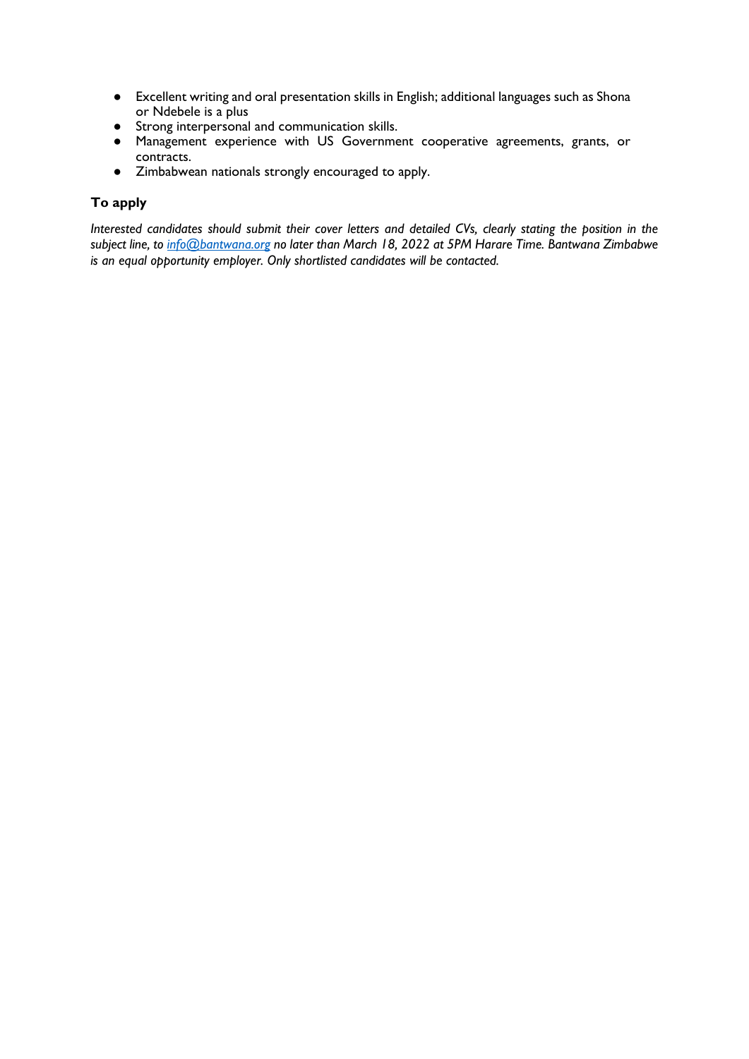- Excellent writing and oral presentation skills in English; additional languages such as Shona or Ndebele is a plus
- Strong interpersonal and communication skills.
- Management experience with US Government cooperative agreements, grants, or contracts.
- Zimbabwean nationals strongly encouraged to apply.

### To apply

*Interested candidates should submit their cover letters and detailed CVs, clearly stating the position in the subject line, to [info@bantwana.org](mailto:info@bantwana.org) no later than March 18, 2022 at 5PM Harare Time. Bantwana Zimbabwe is an equal opportunity employer. Only shortlisted candidates will be contacted.*